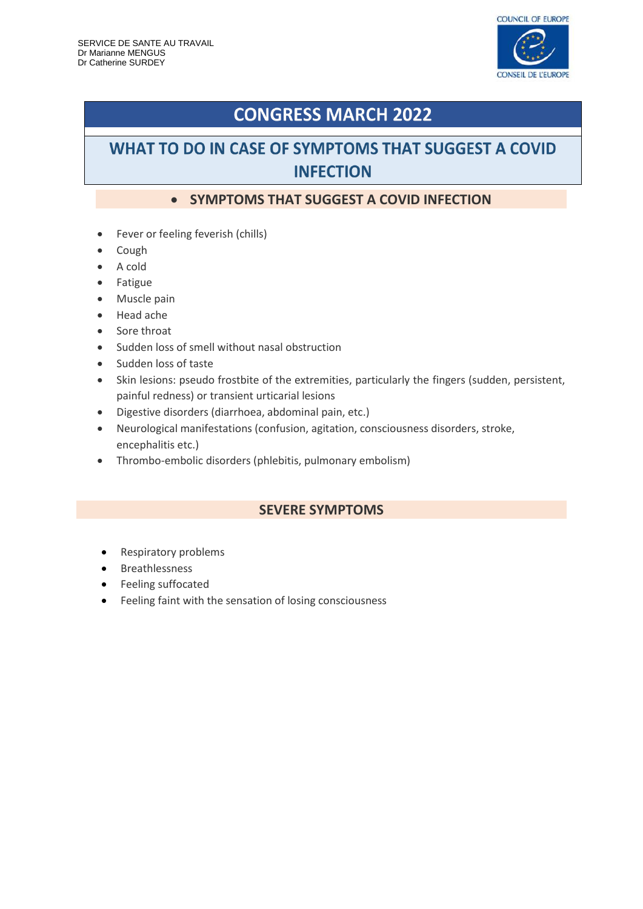SERVICE DE SANTE AU TRAVAIL
Dr Marianne MENGUS
Dr Catherine SURDEY

COUNCIL OF EUROPE
CONSEIL DE L'EUROPE

# CONGRESS MARCH 2022

# WHAT TO DO IN CASE OF SYMPTOMS THAT SUGGEST A COVID INFECTION

## SYMPTOMS THAT SUGGEST A COVID INFECTION

- Fever or feeling feverish (chills)
- Cough
- A cold
- Fatigue
- Muscle pain
- Head ache
- Sore throat
- Sudden loss of smell without nasal obstruction
- Sudden loss of taste
- Skin lesions: pseudo frostbite of the extremities, particularly the fingers (sudden, persistent, painful redness) or transient urticarial lesions
- Digestive disorders (diarrhoea, abdominal pain, etc.)
- Neurological manifestations (confusion, agitation, consciousness disorders, stroke, encephalitis etc.)
- Thrombo-embolic disorders (phlebitis, pulmonary embolism)

## SEVERE SYMPTOMS

- Respiratory problems
- Breathlessness
- Feeling suffocated
- Feeling faint with the sensation of losing consciousness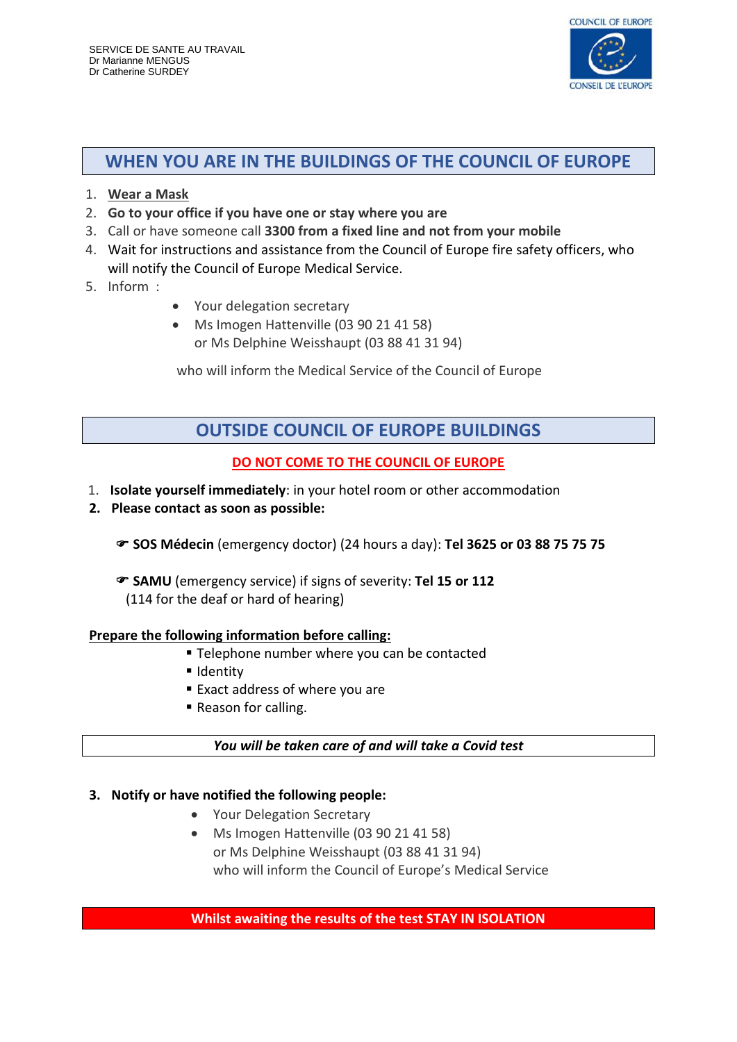SERVICE DE SANTE AU TRAVAIL
Dr Marianne MENGUS
Dr Catherine SURDEY

COUNCIL OF EUROPE
CONSEIL DE L'EUROPE

## WHEN YOU ARE IN THE BUILDINGS OF THE COUNCIL OF EUROPE

1. **Wear a Mask**
2. **Go to your office if you have one or stay where you are**
3. Call or have someone call **3300 from a fixed line and not from your mobile**
4. Wait for instructions and assistance from the Council of Europe fire safety officers, who will notify the Council of Europe Medical Service.
5. Inform :
   - Your delegation secretary
   - Ms Imogen Hattenville (03 90 21 41 58)
     or Ms Delphine Weisshaupt (03 88 41 31 94)

   who will inform the Medical Service of the Council of Europe

## OUTSIDE COUNCIL OF EUROPE BUILDINGS

**DO NOT COME TO THE COUNCIL OF EUROPE**

1. **Isolate yourself immediately**: in your hotel room or other accommodation
2. **Please contact as soon as possible:**

   ☛ **SOS Médecin** (emergency doctor) (24 hours a day): **Tel 3625 or 03 88 75 75 75**

   ☛ **SAMU** (emergency service) if signs of severity: **Tel 15 or 112**
   (114 for the deaf or hard of hearing)

**Prepare the following information before calling:**

- Telephone number where you can be contacted
- Identity
- Exact address of where you are
- Reason for calling.

***You will be taken care of and will take a Covid test***

3. **Notify or have notified the following people:**
   - Your Delegation Secretary
   - Ms Imogen Hattenville (03 90 21 41 58)
     or Ms Delphine Weisshaupt (03 88 41 31 94)
     who will inform the Council of Europe's Medical Service

**Whilst awaiting the results of the test STAY IN ISOLATION**